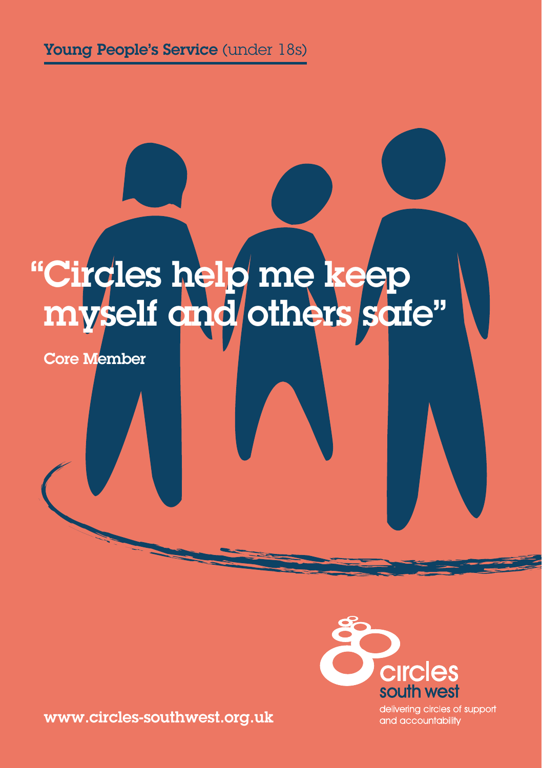**Young People's Service** (under 18s)

# "Circles help me keep myself and others safe"

**Core Member**

circles south west

delivering circles of support and accountability

www.circles-southwest.org.uk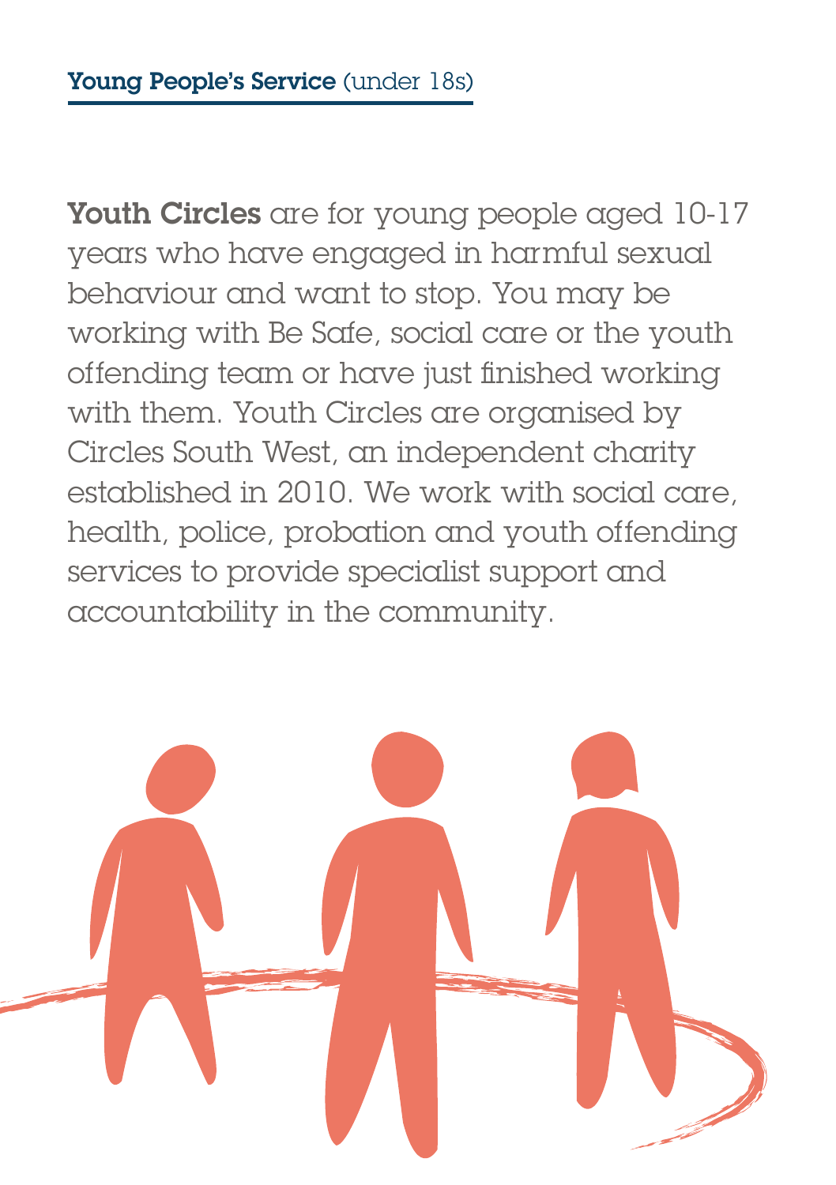**Young People's Service** (under 18s)

**Youth Circles** are for young people aged 10-17 years who have engaged in harmful sexual behaviour and want to stop. You may be working with Be Safe, social care or the youth offending team or have just finished working with them. Youth Circles are organised by Circles South West, an independent charity established in 2010. We work with social care, health, police, probation and youth offending services to provide specialist support and accountability in the community.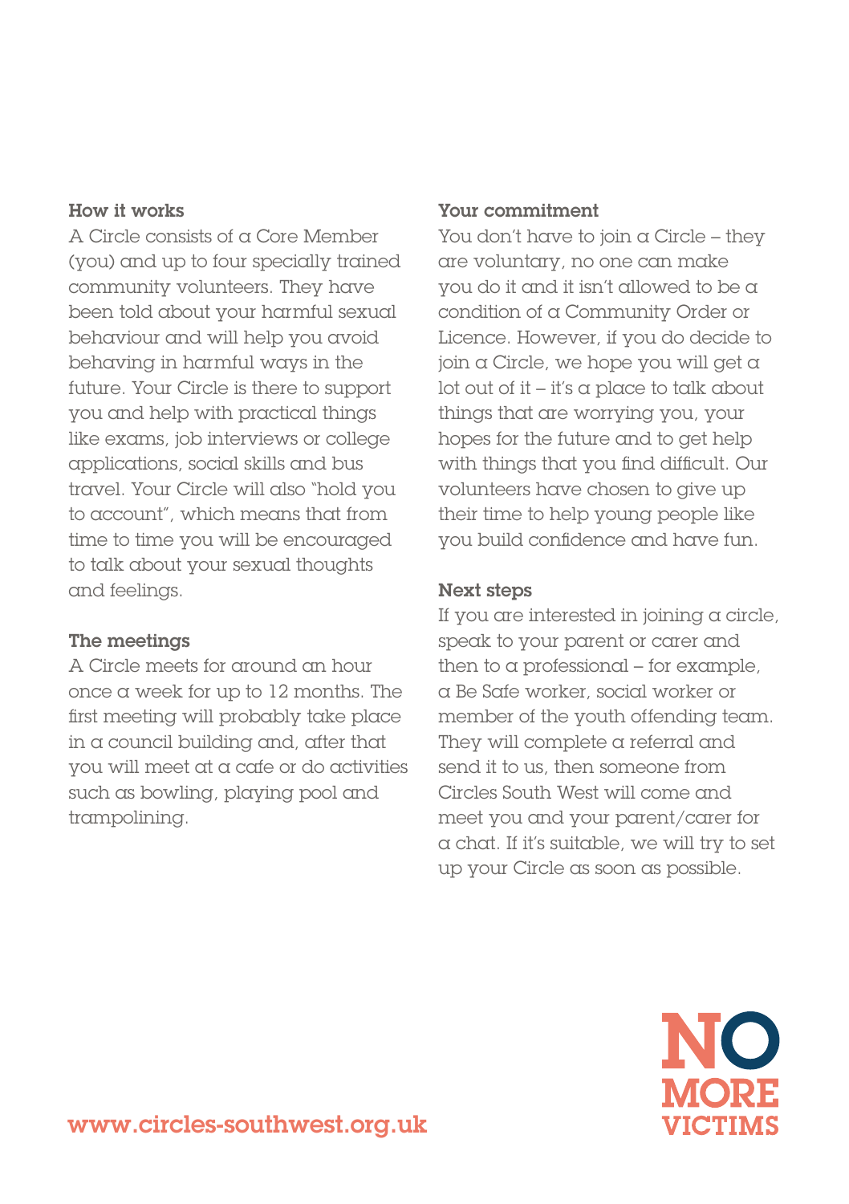### How it works

A Circle consists of a Core Member (you) and up to four specially trained community volunteers. They have been told about your harmful sexual behaviour and will help you avoid behaving in harmful ways in the future. Your Circle is there to support you and help with practical things like exams, job interviews or college applications, social skills and bus travel. Your Circle will also "hold you to account", which means that from time to time you will be encouraged to talk about your sexual thoughts and feelings.

### The meetings

A Circle meets for around an hour once a week for up to 12 months. The first meeting will probably take place in a council building and, after that you will meet at a cafe or do activities such as bowling, playing pool and trampolining.

### Your commitment

You don't have to join a Circle – they are voluntary, no one can make you do it and it isn't allowed to be a condition of a Community Order or Licence. However, if you do decide to join a Circle, we hope you will get a lot out of it – it's a place to talk about things that are worrying you, your hopes for the future and to get help with things that you find difficult. Our volunteers have chosen to give up their time to help young people like you build confidence and have fun.

### Next steps

If you are interested in joining a circle, speak to your parent or carer and then to a professional – for example, a Be Safe worker, social worker or member of the youth offending team. They will complete a referral and send it to us, then someone from Circles South West will come and meet you and your parent/carer for a chat. If it's suitable, we will try to set up your Circle as soon as possible.

www.circles-southwest.org.uk

NO MORE VICTIMS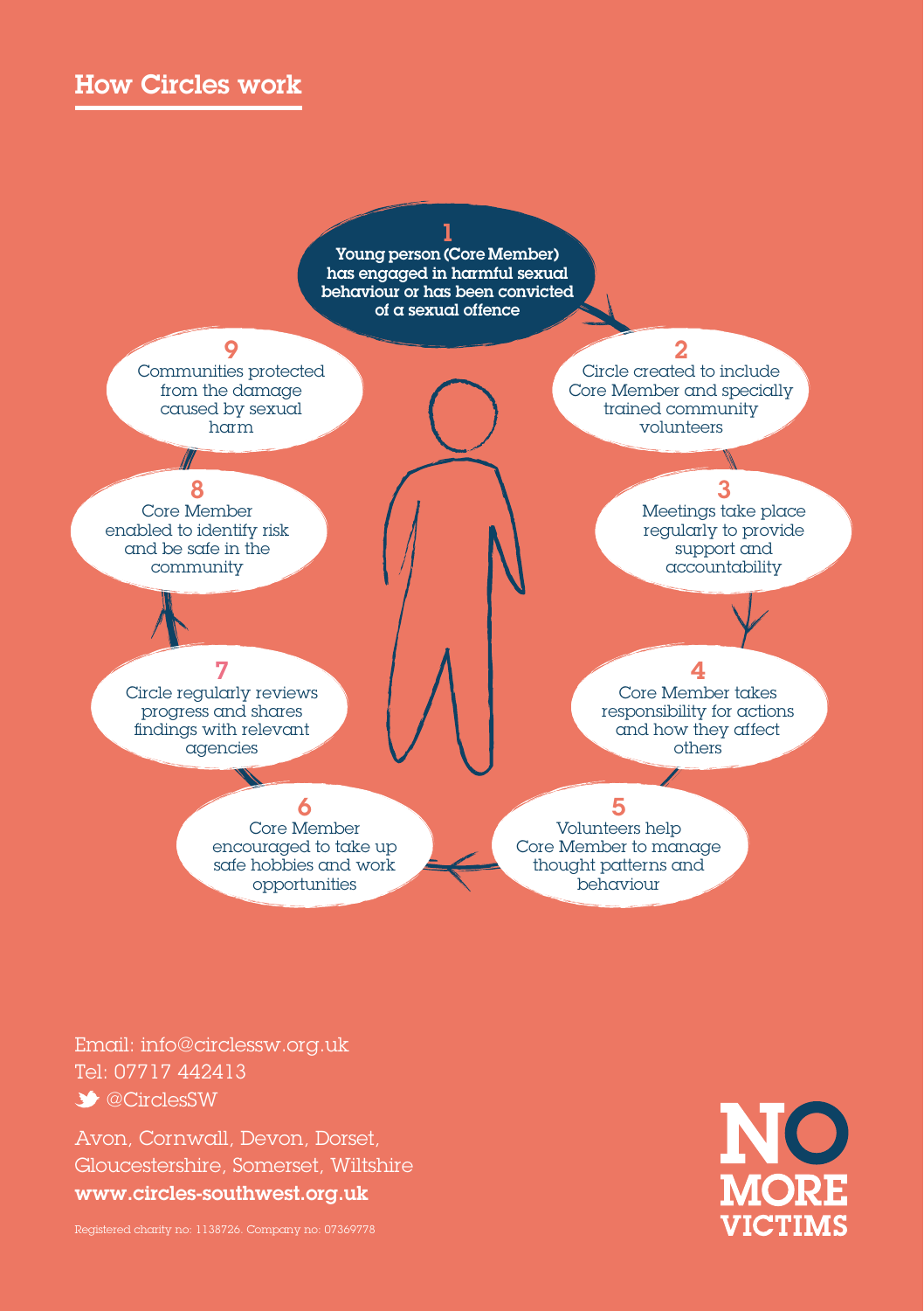## How Circles work

1. Young person (Core Member) has engaged in harmful sexual behaviour or has been convicted of a sexual offence
2. Circle created to include Core Member and specially trained community volunteers
3. Meetings take place regularly to provide support and accountability
4. Core Member takes responsibility for actions and how they affect others
5. Volunteers help Core Member to manage thought patterns and behaviour
6. Core Member encouraged to take up safe hobbies and work opportunities
7. Circle regularly reviews progress and shares findings with relevant agencies
8. Core Member enabled to identify risk and be safe in the community
9. Communities protected from the damage caused by sexual harm

Email: info@circlessw.org.uk
Tel: 07717 442413
@CirclesSW

Avon, Cornwall, Devon, Dorset, Gloucestershire, Somerset, Wiltshire
**www.circles-southwest.org.uk**

Registered charity no: 1138726. Company no: 07369778

**NO MORE VICTIMS**